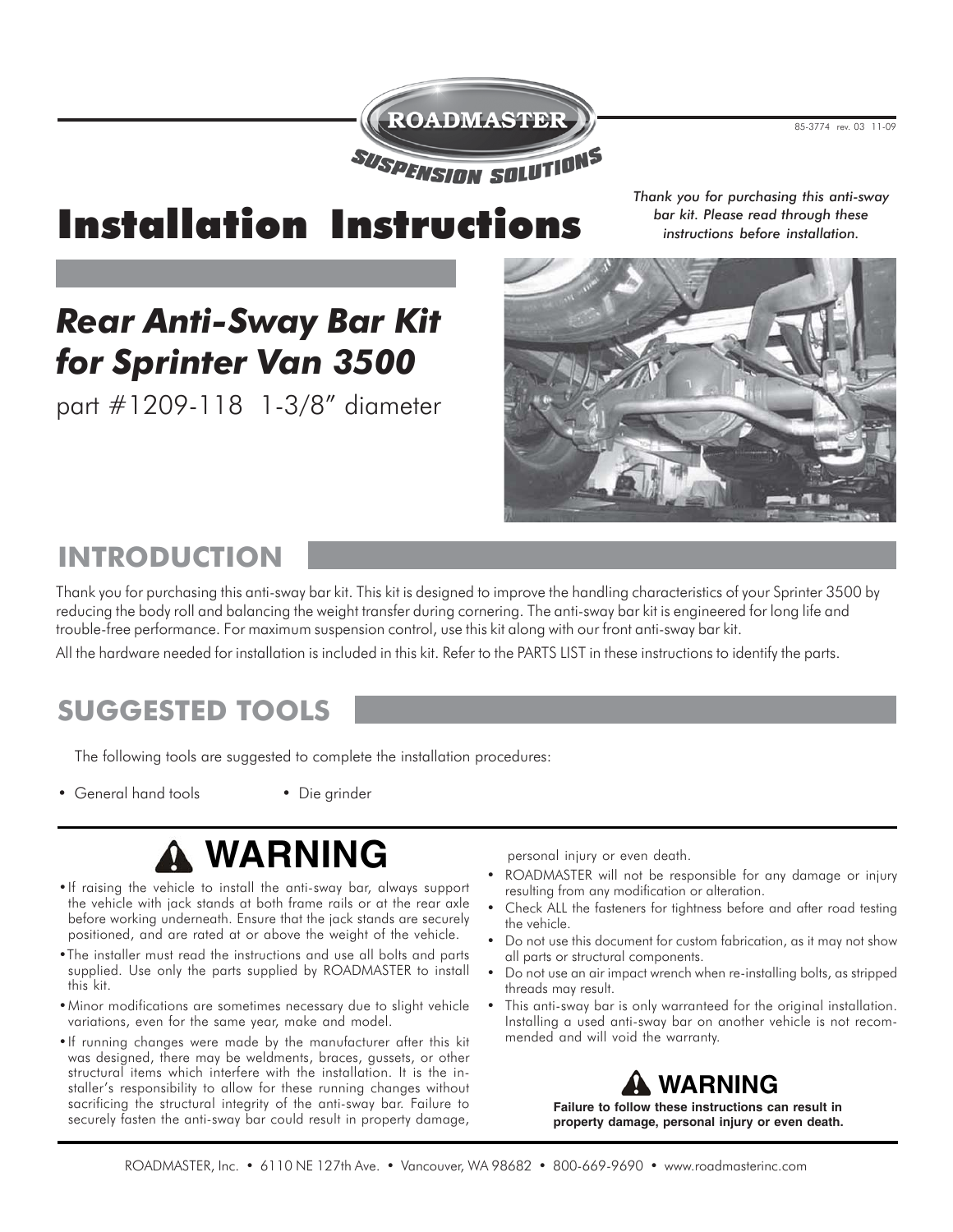ROADMASTER

SUSPENSION SOLUTIONS

85-3774 rev. 03 11-09

# Installation Instructions

*Thank you for purchasing this anti-sway bar kit. Please read through these instructions before installation.*

## *Rear Anti-Sway Bar Kit for Sprinter Van 3500*

part #1209-118 1-3/8" diameter

## INTRODUCTION

Thank you for purchasing this anti-sway bar kit. This kit is designed to improve the handling characteristics of your Sprinter 3500 by reducing the body roll and balancing the weight transfer during cornering. The anti-sway bar kit is engineered for long life and trouble-free performance. For maximum suspension control, use this kit along with our front anti-sway bar kit.

All the hardware needed for installation is included in this kit. Refer to the PARTS LIST in these instructions to identify the parts.

## SUGGESTED TOOLS

The following tools are suggested to complete the installation procedures:

- General hand tools
- Die grinder

## ⚠ WARNING

- If raising the vehicle to install the anti-sway bar, always support the vehicle with jack stands at both frame rails or at the rear axle before working underneath. Ensure that the jack stands are securely positioned, and are rated at or above the weight of the vehicle.
- The installer must read the instructions and use all bolts and parts supplied. Use only the parts supplied by ROADMASTER to install this kit.
- Minor modifications are sometimes necessary due to slight vehicle variations, even for the same year, make and model.
- If running changes were made by the manufacturer after this kit was designed, there may be weldments, braces, gussets, or other structural items which interfere with the installation. It is the installer's responsibility to allow for these running changes without sacrificing the structural integrity of the anti-sway bar. Failure to securely fasten the anti-sway bar could result in property damage, personal injury or even death.
- ROADMASTER will not be responsible for any damage or injury resulting from any modification or alteration.
- Check ALL the fasteners for tightness before and after road testing the vehicle.
- Do not use this document for custom fabrication, as it may not show all parts or structural components.
- Do not use an air impact wrench when re-installing bolts, as stripped threads may result.
- This anti-sway bar is only warranteed for the original installation. Installing a used anti-sway bar on another vehicle is not recommended and will void the warranty.

## ⚠ WARNING

**Failure to follow these instructions can result in property damage, personal injury or even death.**

ROADMASTER, Inc. • 6110 NE 127th Ave. • Vancouver, WA 98682 • 800-669-9690 • www.roadmasterinc.com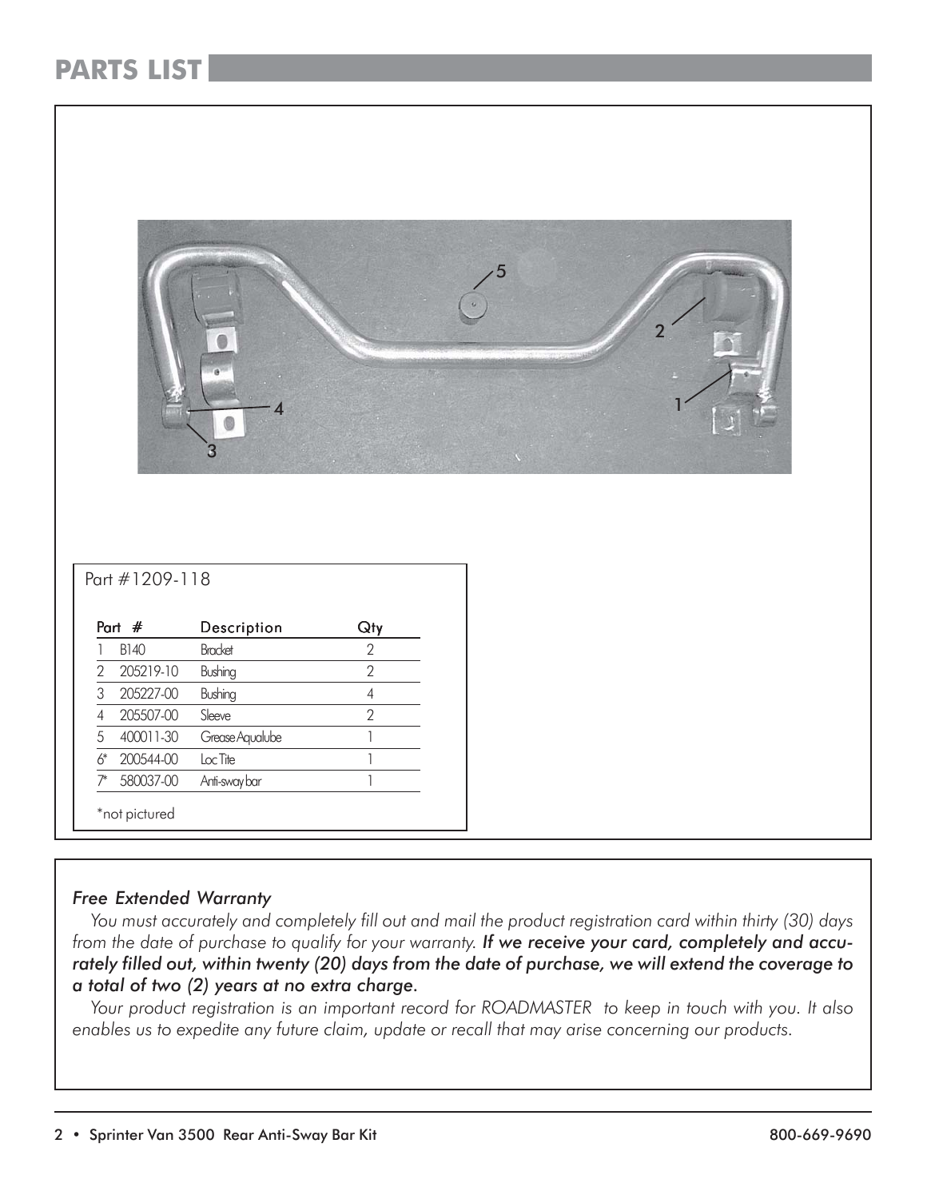## PARTS LIST

Part #1209-118

| Part | # | Description | Qty |
|---|---|---|---|
| 1 | B140 | Bracket | 2 |
| 2 | 205219-10 | Bushing | 2 |
| 3 | 205227-00 | Bushing | 4 |
| 4 | 205507-00 | Sleeve | 2 |
| 5 | 400011-30 | Grease Aqualube | 1 |
| 6* | 200544-00 | Loc Tite | 1 |
| 7* | 580037-00 | Anti-sway bar | 1 |

*not pictured

*Free Extended Warranty*

*You must accurately and completely fill out and mail the product registration card within thirty (30) days from the date of purchase to qualify for your warranty.* ***If we receive your card, completely and accurately filled out, within twenty (20) days from the date of purchase, we will extend the coverage to a total of two (2) years at no extra charge.***

*Your product registration is an important record for ROADMASTER to keep in touch with you. It also enables us to expedite any future claim, update or recall that may arise concerning our products.*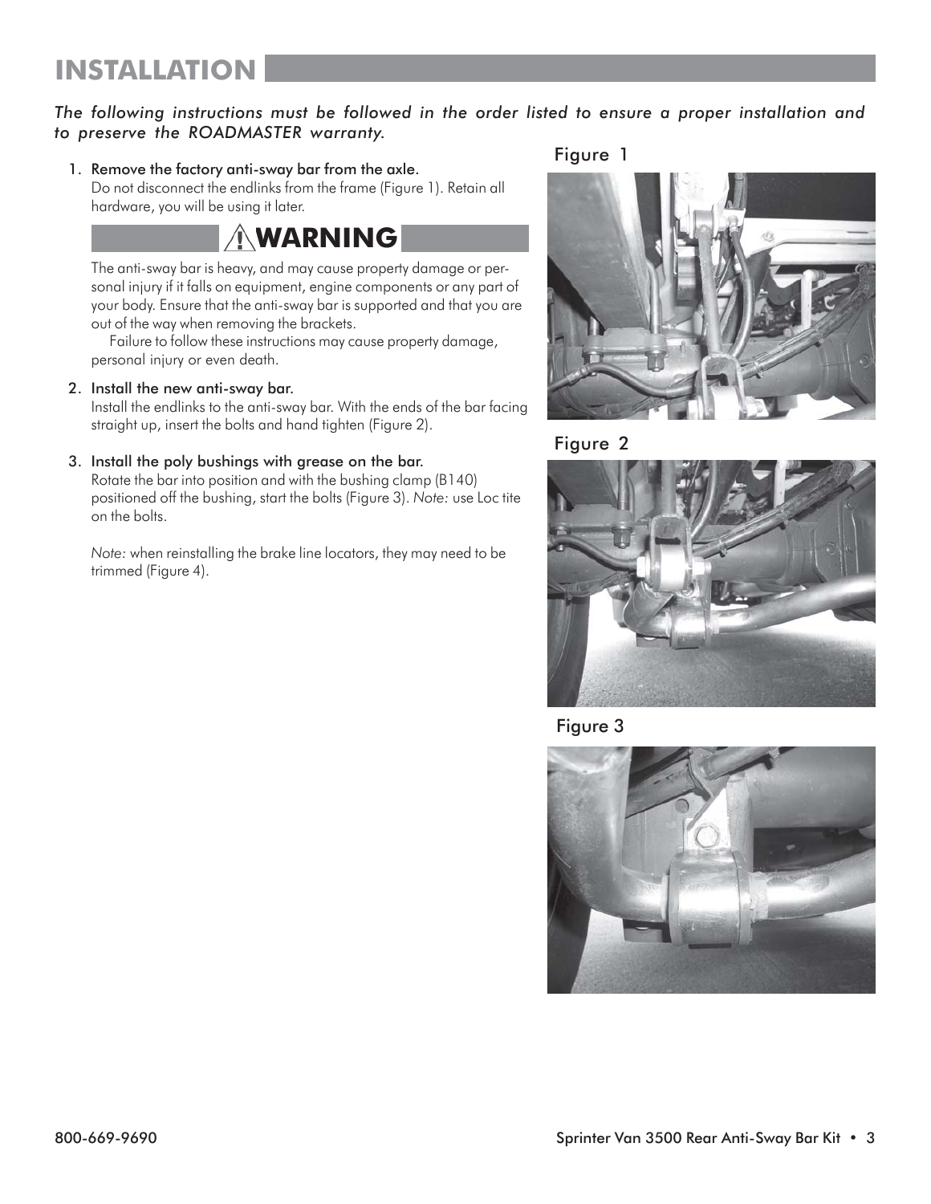# INSTALLATION

*The following instructions must be followed in the order listed to ensure a proper installation and to preserve the ROADMASTER warranty.*

1. **Remove the factory anti-sway bar from the axle.**
   Do not disconnect the endlinks from the frame (Figure 1). Retain all hardware, you will be using it later.

   **⚠WARNING**

   The anti-sway bar is heavy, and may cause property damage or personal injury if it falls on equipment, engine components or any part of your body. Ensure that the anti-sway bar is supported and that you are out of the way when removing the brackets.

   Failure to follow these instructions may cause property damage, personal injury or even death.

2. **Install the new anti-sway bar.**
   Install the endlinks to the anti-sway bar. With the ends of the bar facing straight up, insert the bolts and hand tighten (Figure 2).

3. **Install the poly bushings with grease on the bar.**
   Rotate the bar into position and with the bushing clamp (B140) positioned off the bushing, start the bolts (Figure 3). *Note:* use Loc tite on the bolts.

   *Note:* when reinstalling the brake line locators, they may need to be trimmed (Figure 4).

Figure 1

Figure 2

Figure 3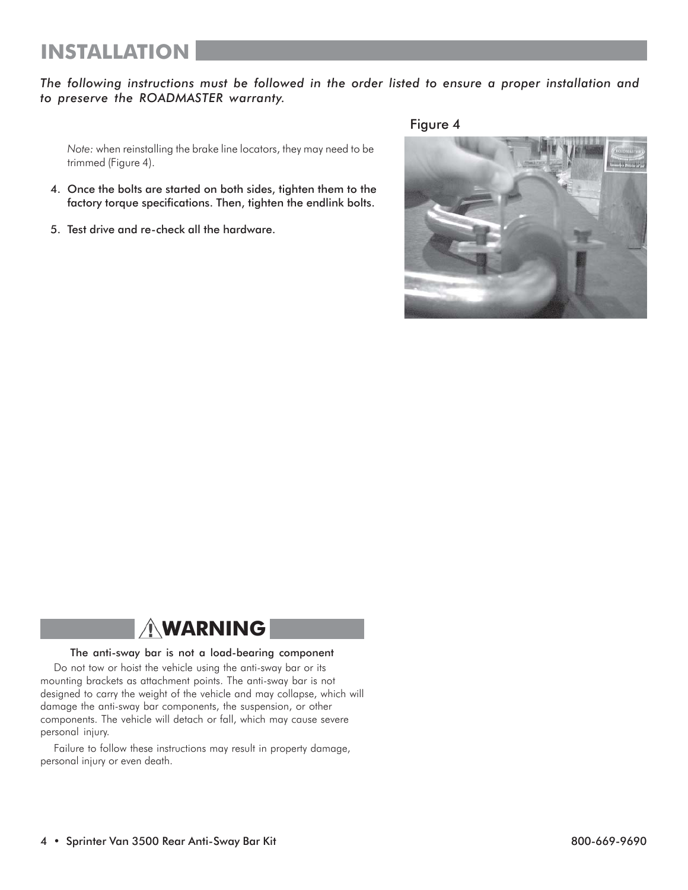# INSTALLATION

*The following instructions must be followed in the order listed to ensure a proper installation and to preserve the ROADMASTER warranty.*

*Note:* when reinstalling the brake line locators, they may need to be trimmed (Figure 4).

4. Once the bolts are started on both sides, tighten them to the factory torque specifications. Then, tighten the endlink bolts.
5. Test drive and re-check all the hardware.

Figure 4

## ⚠WARNING

**The anti-sway bar is not a load-bearing component**

Do not tow or hoist the vehicle using the anti-sway bar or its mounting brackets as attachment points. The anti-sway bar is not designed to carry the weight of the vehicle and may collapse, which will damage the anti-sway bar components, the suspension, or other components. The vehicle will detach or fall, which may cause severe personal injury.

Failure to follow these instructions may result in property damage, personal injury or even death.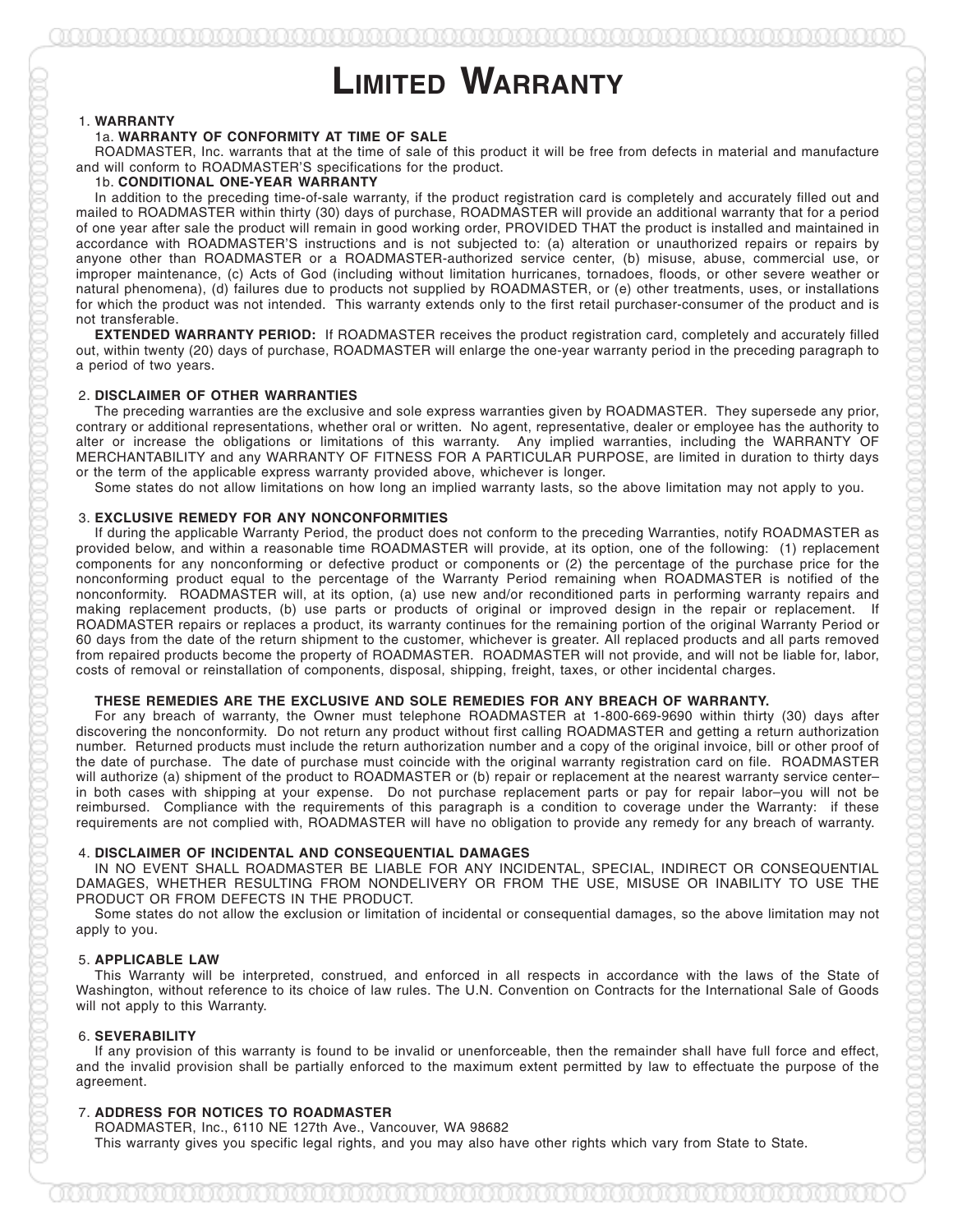# Limited Warranty

1. **WARRANTY**

1a. **WARRANTY OF CONFORMITY AT TIME OF SALE**

ROADMASTER, Inc. warrants that at the time of sale of this product it will be free from defects in material and manufacture and will conform to ROADMASTER'S specifications for the product.

1b. **CONDITIONAL ONE-YEAR WARRANTY**

In addition to the preceding time-of-sale warranty, if the product registration card is completely and accurately filled out and mailed to ROADMASTER within thirty (30) days of purchase, ROADMASTER will provide an additional warranty that for a period of one year after sale the product will remain in good working order, PROVIDED THAT the product is installed and maintained in accordance with ROADMASTER'S instructions and is not subjected to: (a) alteration or unauthorized repairs or repairs by anyone other than ROADMASTER or a ROADMASTER-authorized service center, (b) misuse, abuse, commercial use, or improper maintenance, (c) Acts of God (including without limitation hurricanes, tornadoes, floods, or other severe weather or natural phenomena), (d) failures due to products not supplied by ROADMASTER, or (e) other treatments, uses, or installations for which the product was not intended. This warranty extends only to the first retail purchaser-consumer of the product and is not transferable.

**EXTENDED WARRANTY PERIOD:** If ROADMASTER receives the product registration card, completely and accurately filled out, within twenty (20) days of purchase, ROADMASTER will enlarge the one-year warranty period in the preceding paragraph to a period of two years.

2. **DISCLAIMER OF OTHER WARRANTIES**

The preceding warranties are the exclusive and sole express warranties given by ROADMASTER. They supersede any prior, contrary or additional representations, whether oral or written. No agent, representative, dealer or employee has the authority to alter or increase the obligations or limitations of this warranty. Any implied warranties, including the WARRANTY OF MERCHANTABILITY and any WARRANTY OF FITNESS FOR A PARTICULAR PURPOSE, are limited in duration to thirty days or the term of the applicable express warranty provided above, whichever is longer.

Some states do not allow limitations on how long an implied warranty lasts, so the above limitation may not apply to you.

3. **EXCLUSIVE REMEDY FOR ANY NONCONFORMITIES**

If during the applicable Warranty Period, the product does not conform to the preceding Warranties, notify ROADMASTER as provided below, and within a reasonable time ROADMASTER will provide, at its option, one of the following: (1) replacement components for any nonconforming or defective product or components or (2) the percentage of the purchase price for the nonconforming product equal to the percentage of the Warranty Period remaining when ROADMASTER is notified of the nonconformity. ROADMASTER will, at its option, (a) use new and/or reconditioned parts in performing warranty repairs and making replacement products, (b) use parts or products of original or improved design in the repair or replacement. If ROADMASTER repairs or replaces a product, its warranty continues for the remaining portion of the original Warranty Period or 60 days from the date of the return shipment to the customer, whichever is greater. All replaced products and all parts removed from repaired products become the property of ROADMASTER. ROADMASTER will not provide, and will not be liable for, labor, costs of removal or reinstallation of components, disposal, shipping, freight, taxes, or other incidental charges.

**THESE REMEDIES ARE THE EXCLUSIVE AND SOLE REMEDIES FOR ANY BREACH OF WARRANTY.**

For any breach of warranty, the Owner must telephone ROADMASTER at 1-800-669-9690 within thirty (30) days after discovering the nonconformity. Do not return any product without first calling ROADMASTER and getting a return authorization number. Returned products must include the return authorization number and a copy of the original invoice, bill or other proof of the date of purchase. The date of purchase must coincide with the original warranty registration card on file. ROADMASTER will authorize (a) shipment of the product to ROADMASTER or (b) repair or replacement at the nearest warranty service center– in both cases with shipping at your expense. Do not purchase replacement parts or pay for repair labor–you will not be reimbursed. Compliance with the requirements of this paragraph is a condition to coverage under the Warranty: if these requirements are not complied with, ROADMASTER will have no obligation to provide any remedy for any breach of warranty.

4. **DISCLAIMER OF INCIDENTAL AND CONSEQUENTIAL DAMAGES**

IN NO EVENT SHALL ROADMASTER BE LIABLE FOR ANY INCIDENTAL, SPECIAL, INDIRECT OR CONSEQUENTIAL DAMAGES, WHETHER RESULTING FROM NONDELIVERY OR FROM THE USE, MISUSE OR INABILITY TO USE THE PRODUCT OR FROM DEFECTS IN THE PRODUCT.

Some states do not allow the exclusion or limitation of incidental or consequential damages, so the above limitation may not apply to you.

5. **APPLICABLE LAW**

This Warranty will be interpreted, construed, and enforced in all respects in accordance with the laws of the State of Washington, without reference to its choice of law rules. The U.N. Convention on Contracts for the International Sale of Goods will not apply to this Warranty.

6. **SEVERABILITY**

If any provision of this warranty is found to be invalid or unenforceable, then the remainder shall have full force and effect, and the invalid provision shall be partially enforced to the maximum extent permitted by law to effectuate the purpose of the agreement.

7. **ADDRESS FOR NOTICES TO ROADMASTER**

ROADMASTER, Inc., 6110 NE 127th Ave., Vancouver, WA 98682

This warranty gives you specific legal rights, and you may also have other rights which vary from State to State.